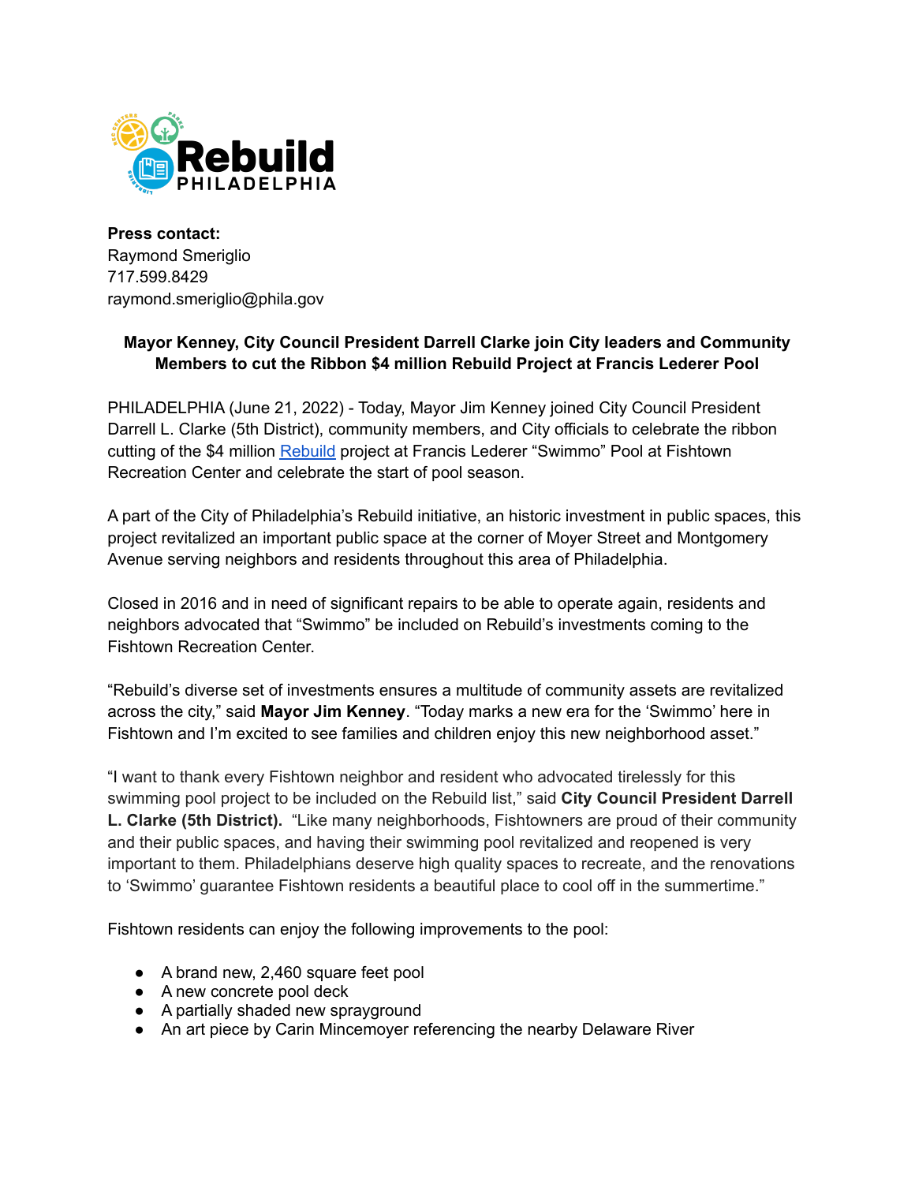Rebuild PHILADELPHIA

**Press contact:**
Raymond Smeriglio
717.599.8429
raymond.smeriglio@phila.gov

**Mayor Kenney, City Council President Darrell Clarke join City leaders and Community Members to cut the Ribbon $4 million Rebuild Project at Francis Lederer Pool**

PHILADELPHIA (June 21, 2022) - Today, Mayor Jim Kenney joined City Council President Darrell L. Clarke (5th District), community members, and City officials to celebrate the ribbon cutting of the $4 million Rebuild project at Francis Lederer "Swimmo" Pool at Fishtown Recreation Center and celebrate the start of pool season.

A part of the City of Philadelphia's Rebuild initiative, an historic investment in public spaces, this project revitalized an important public space at the corner of Moyer Street and Montgomery Avenue serving neighbors and residents throughout this area of Philadelphia.

Closed in 2016 and in need of significant repairs to be able to operate again, residents and neighbors advocated that "Swimmo" be included on Rebuild's investments coming to the Fishtown Recreation Center.

"Rebuild's diverse set of investments ensures a multitude of community assets are revitalized across the city," said **Mayor Jim Kenney**. "Today marks a new era for the 'Swimmo' here in Fishtown and I'm excited to see families and children enjoy this new neighborhood asset."

"I want to thank every Fishtown neighbor and resident who advocated tirelessly for this swimming pool project to be included on the Rebuild list," said **City Council President Darrell L. Clarke (5th District).** "Like many neighborhoods, Fishtowners are proud of their community and their public spaces, and having their swimming pool revitalized and reopened is very important to them. Philadelphians deserve high quality spaces to recreate, and the renovations to 'Swimmo' guarantee Fishtown residents a beautiful place to cool off in the summertime."

Fishtown residents can enjoy the following improvements to the pool:

- A brand new, 2,460 square feet pool
- A new concrete pool deck
- A partially shaded new sprayground
- An art piece by Carin Mincemoyer referencing the nearby Delaware River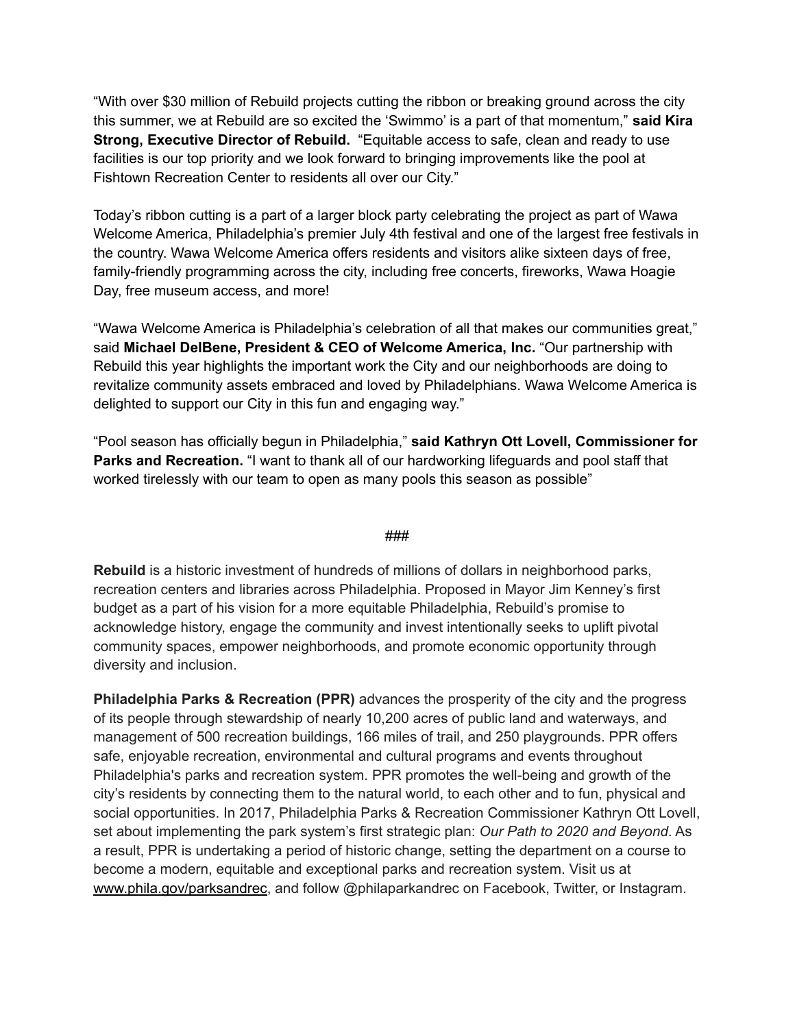"With over $30 million of Rebuild projects cutting the ribbon or breaking ground across the city this summer, we at Rebuild are so excited the 'Swimmo' is a part of that momentum," **said Kira Strong, Executive Director of Rebuild.** "Equitable access to safe, clean and ready to use facilities is our top priority and we look forward to bringing improvements like the pool at Fishtown Recreation Center to residents all over our City."

Today's ribbon cutting is a part of a larger block party celebrating the project as part of Wawa Welcome America, Philadelphia's premier July 4th festival and one of the largest free festivals in the country. Wawa Welcome America offers residents and visitors alike sixteen days of free, family-friendly programming across the city, including free concerts, fireworks, Wawa Hoagie Day, free museum access, and more!

"Wawa Welcome America is Philadelphia's celebration of all that makes our communities great," said **Michael DelBene, President & CEO of Welcome America, Inc.** "Our partnership with Rebuild this year highlights the important work the City and our neighborhoods are doing to revitalize community assets embraced and loved by Philadelphians. Wawa Welcome America is delighted to support our City in this fun and engaging way."

"Pool season has officially begun in Philadelphia," **said Kathryn Ott Lovell, Commissioner for Parks and Recreation.** "I want to thank all of our hardworking lifeguards and pool staff that worked tirelessly with our team to open as many pools this season as possible"

###

**Rebuild** is a historic investment of hundreds of millions of dollars in neighborhood parks, recreation centers and libraries across Philadelphia. Proposed in Mayor Jim Kenney's first budget as a part of his vision for a more equitable Philadelphia, Rebuild's promise to acknowledge history, engage the community and invest intentionally seeks to uplift pivotal community spaces, empower neighborhoods, and promote economic opportunity through diversity and inclusion.

**Philadelphia Parks & Recreation (PPR)** advances the prosperity of the city and the progress of its people through stewardship of nearly 10,200 acres of public land and waterways, and management of 500 recreation buildings, 166 miles of trail, and 250 playgrounds. PPR offers safe, enjoyable recreation, environmental and cultural programs and events throughout Philadelphia's parks and recreation system. PPR promotes the well-being and growth of the city's residents by connecting them to the natural world, to each other and to fun, physical and social opportunities. In 2017, Philadelphia Parks & Recreation Commissioner Kathryn Ott Lovell, set about implementing the park system's first strategic plan: *Our Path to 2020 and Beyond*. As a result, PPR is undertaking a period of historic change, setting the department on a course to become a modern, equitable and exceptional parks and recreation system. Visit us at www.phila.gov/parksandrec, and follow @philaparkandrec on Facebook, Twitter, or Instagram.